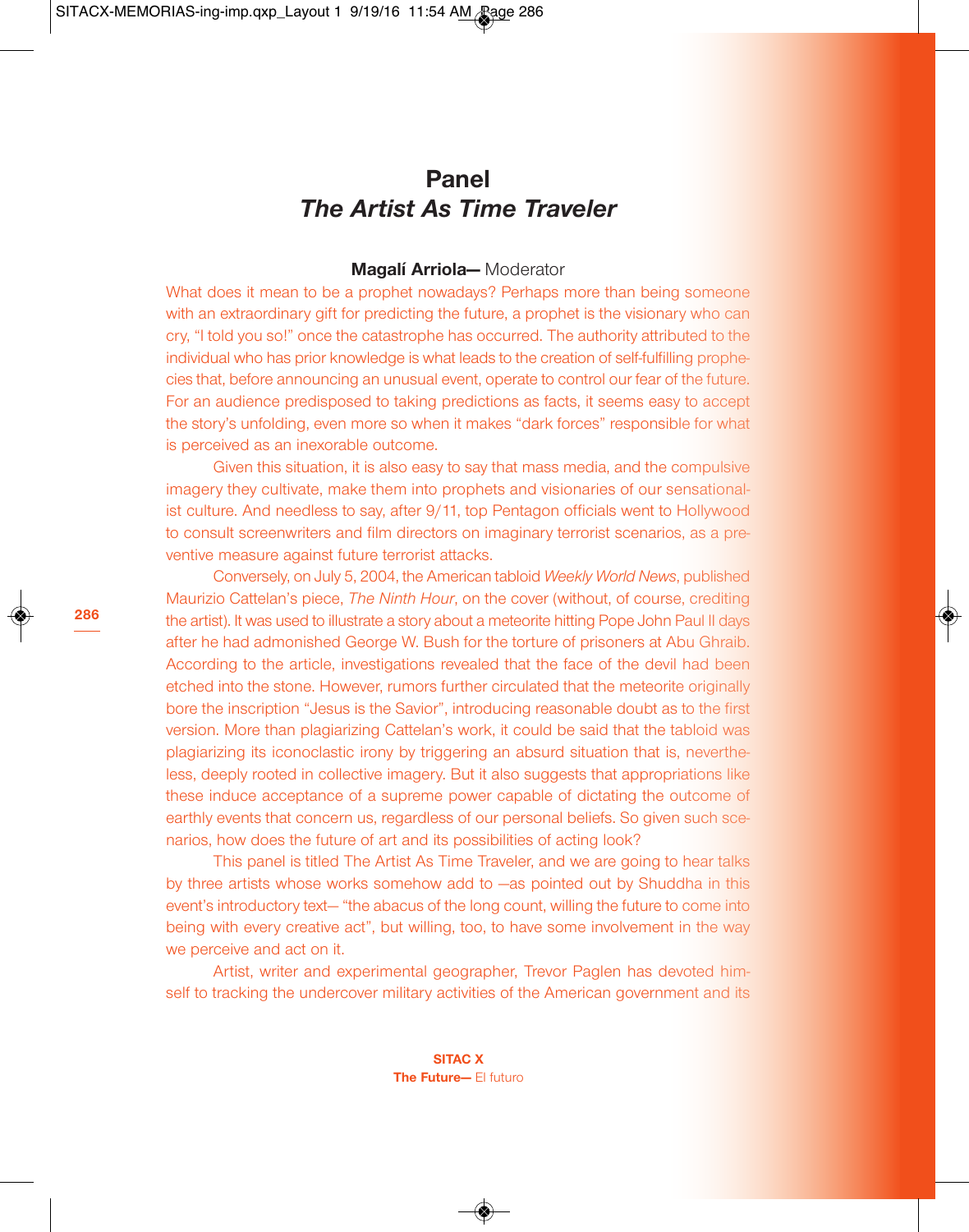# Panel
## *The Artist As Time Traveler*

**Magalí Arriola—** Moderator

What does it mean to be a prophet nowadays? Perhaps more than being someone with an extraordinary gift for predicting the future, a prophet is the visionary who can cry, "I told you so!" once the catastrophe has occurred. The authority attributed to the individual who has prior knowledge is what leads to the creation of self-fulfilling prophecies that, before announcing an unusual event, operate to control our fear of the future. For an audience predisposed to taking predictions as facts, it seems easy to accept the story's unfolding, even more so when it makes "dark forces" responsible for what is perceived as an inexorable outcome.

Given this situation, it is also easy to say that mass media, and the compulsive imagery they cultivate, make them into prophets and visionaries of our sensationalist culture. And needless to say, after 9/11, top Pentagon officials went to Hollywood to consult screenwriters and film directors on imaginary terrorist scenarios, as a preventive measure against future terrorist attacks.

Conversely, on July 5, 2004, the American tabloid *Weekly World News*, published Maurizio Cattelan's piece, *The Ninth Hour*, on the cover (without, of course, crediting the artist). It was used to illustrate a story about a meteorite hitting Pope John Paul II days after he had admonished George W. Bush for the torture of prisoners at Abu Ghraib. According to the article, investigations revealed that the face of the devil had been etched into the stone. However, rumors further circulated that the meteorite originally bore the inscription "Jesus is the Savior", introducing reasonable doubt as to the first version. More than plagiarizing Cattelan's work, it could be said that the tabloid was plagiarizing its iconoclastic irony by triggering an absurd situation that is, nevertheless, deeply rooted in collective imagery. But it also suggests that appropriations like these induce acceptance of a supreme power capable of dictating the outcome of earthly events that concern us, regardless of our personal beliefs. So given such scenarios, how does the future of art and its possibilities of acting look?

This panel is titled The Artist As Time Traveler, and we are going to hear talks by three artists whose works somehow add to —as pointed out by Shuddha in this event's introductory text— "the abacus of the long count, willing the future to come into being with every creative act", but willing, too, to have some involvement in the way we perceive and act on it.

Artist, writer and experimental geographer, Trevor Paglen has devoted himself to tracking the undercover military activities of the American government and its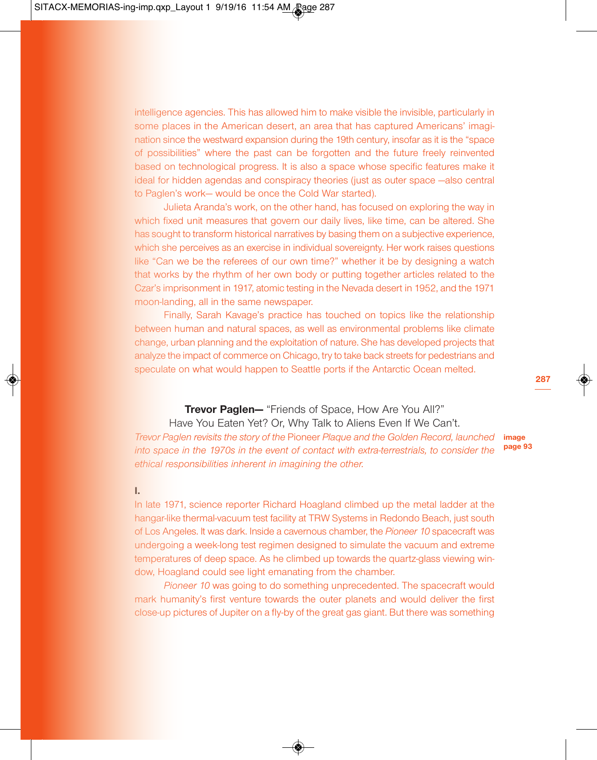intelligence agencies. This has allowed him to make visible the invisible, particularly in some places in the American desert, an area that has captured Americans' imagination since the westward expansion during the 19th century, insofar as it is the "space of possibilities" where the past can be forgotten and the future freely reinvented based on technological progress. It is also a space whose specific features make it ideal for hidden agendas and conspiracy theories (just as outer space —also central to Paglen's work— would be once the Cold War started).

Julieta Aranda's work, on the other hand, has focused on exploring the way in which fixed unit measures that govern our daily lives, like time, can be altered. She has sought to transform historical narratives by basing them on a subjective experience, which she perceives as an exercise in individual sovereignty. Her work raises questions like "Can we be the referees of our own time?" whether it be by designing a watch that works by the rhythm of her own body or putting together articles related to the Czar's imprisonment in 1917, atomic testing in the Nevada desert in 1952, and the 1971 moon-landing, all in the same newspaper.

Finally, Sarah Kavage's practice has touched on topics like the relationship between human and natural spaces, as well as environmental problems like climate change, urban planning and the exploitation of nature. She has developed projects that analyze the impact of commerce on Chicago, try to take back streets for pedestrians and speculate on what would happen to Seattle ports if the Antarctic Ocean melted.

## **Trevor Paglen—** "Friends of Space, How Are You All?" Have You Eaten Yet? Or, Why Talk to Aliens Even If We Can't.

*Trevor Paglen revisits the story of the* Pioneer *Plaque and the Golden Record, launched into space in the 1970s in the event of contact with extra-terrestrials, to consider the ethical responsibilities inherent in imagining the other.*

**image page 93**

### I.

In late 1971, science reporter Richard Hoagland climbed up the metal ladder at the hangar-like thermal-vacuum test facility at TRW Systems in Redondo Beach, just south of Los Angeles. It was dark. Inside a cavernous chamber, the *Pioneer 10* spacecraft was undergoing a week-long test regimen designed to simulate the vacuum and extreme temperatures of deep space. As he climbed up towards the quartz-glass viewing window, Hoagland could see light emanating from the chamber.

*Pioneer 10* was going to do something unprecedented. The spacecraft would mark humanity's first venture towards the outer planets and would deliver the first close-up pictures of Jupiter on a fly-by of the great gas giant. But there was something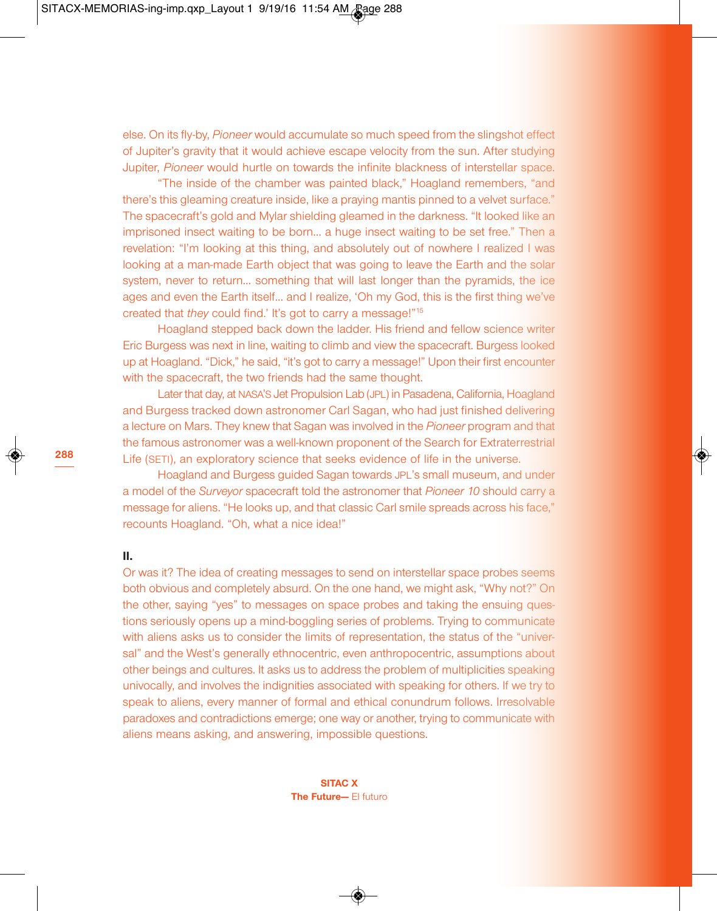else. On its fly-by, *Pioneer* would accumulate so much speed from the slingshot effect of Jupiter's gravity that it would achieve escape velocity from the sun. After studying Jupiter, *Pioneer* would hurtle on towards the infinite blackness of interstellar space.

"The inside of the chamber was painted black," Hoagland remembers, "and there's this gleaming creature inside, like a praying mantis pinned to a velvet surface." The spacecraft's gold and Mylar shielding gleamed in the darkness. "It looked like an imprisoned insect waiting to be born... a huge insect waiting to be set free." Then a revelation: "I'm looking at this thing, and absolutely out of nowhere I realized I was looking at a man-made Earth object that was going to leave the Earth and the solar system, never to return... something that will last longer than the pyramids, the ice ages and even the Earth itself... and I realize, 'Oh my God, this is the first thing we've created that *they* could find.' It's got to carry a message!"[15]

Hoagland stepped back down the ladder. His friend and fellow science writer Eric Burgess was next in line, waiting to climb and view the spacecraft. Burgess looked up at Hoagland. "Dick," he said, "it's got to carry a message!" Upon their first encounter with the spacecraft, the two friends had the same thought.

Later that day, at NASA'S Jet Propulsion Lab (JPL) in Pasadena, California, Hoagland and Burgess tracked down astronomer Carl Sagan, who had just finished delivering a lecture on Mars. They knew that Sagan was involved in the *Pioneer* program and that the famous astronomer was a well-known proponent of the Search for Extraterrestrial Life (SETI), an exploratory science that seeks evidence of life in the universe.

Hoagland and Burgess guided Sagan towards JPL's small museum, and under a model of the *Surveyor* spacecraft told the astronomer that *Pioneer 10* should carry a message for aliens. "He looks up, and that classic Carl smile spreads across his face," recounts Hoagland. "Oh, what a nice idea!"

**II.**

Or was it? The idea of creating messages to send on interstellar space probes seems both obvious and completely absurd. On the one hand, we might ask, "Why not?" On the other, saying "yes" to messages on space probes and taking the ensuing questions seriously opens up a mind-boggling series of problems. Trying to communicate with aliens asks us to consider the limits of representation, the status of the "universal" and the West's generally ethnocentric, even anthropocentric, assumptions about other beings and cultures. It asks us to address the problem of multiplicities speaking univocally, and involves the indignities associated with speaking for others. If we try to speak to aliens, every manner of formal and ethical conundrum follows. Irresolvable paradoxes and contradictions emerge; one way or another, trying to communicate with aliens means asking, and answering, impossible questions.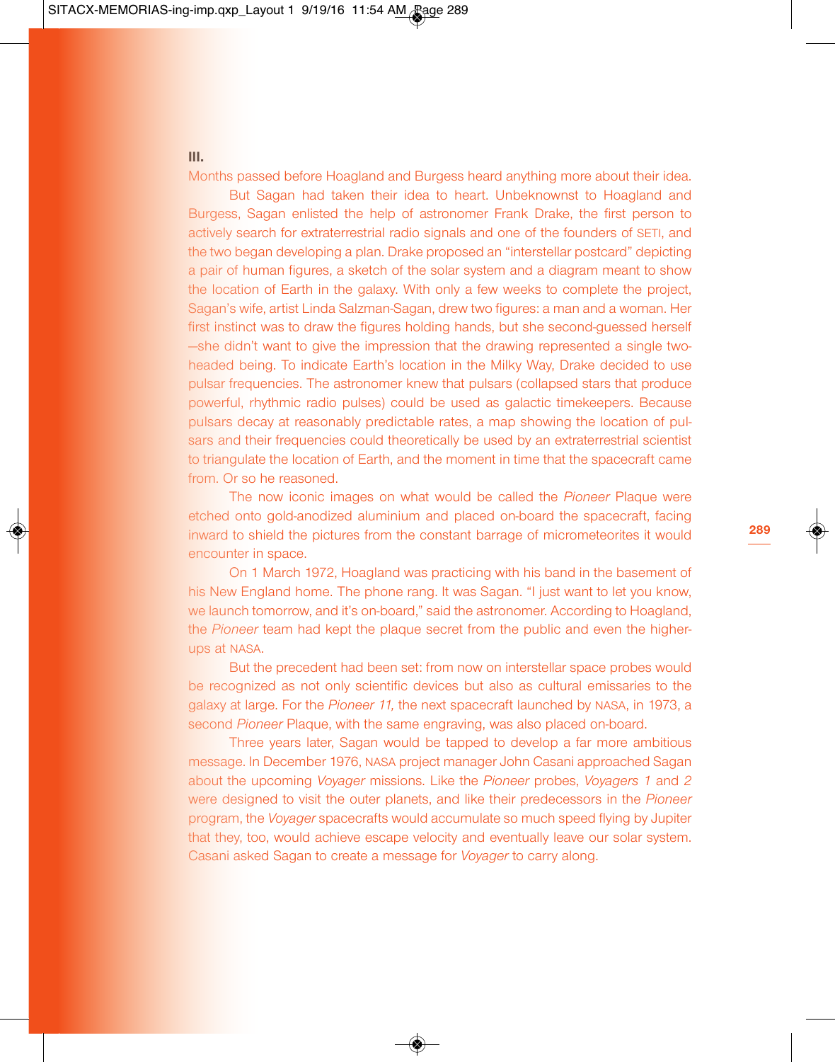**III.**

Months passed before Hoagland and Burgess heard anything more about their idea.

But Sagan had taken their idea to heart. Unbeknownst to Hoagland and Burgess, Sagan enlisted the help of astronomer Frank Drake, the first person to actively search for extraterrestrial radio signals and one of the founders of SETI, and the two began developing a plan. Drake proposed an "interstellar postcard" depicting a pair of human figures, a sketch of the solar system and a diagram meant to show the location of Earth in the galaxy. With only a few weeks to complete the project, Sagan's wife, artist Linda Salzman-Sagan, drew two figures: a man and a woman. Her first instinct was to draw the figures holding hands, but she second-guessed herself —she didn't want to give the impression that the drawing represented a single two-headed being. To indicate Earth's location in the Milky Way, Drake decided to use pulsar frequencies. The astronomer knew that pulsars (collapsed stars that produce powerful, rhythmic radio pulses) could be used as galactic timekeepers. Because pulsars decay at reasonably predictable rates, a map showing the location of pulsars and their frequencies could theoretically be used by an extraterrestrial scientist to triangulate the location of Earth, and the moment in time that the spacecraft came from. Or so he reasoned.

The now iconic images on what would be called the *Pioneer* Plaque were etched onto gold-anodized aluminium and placed on-board the spacecraft, facing inward to shield the pictures from the constant barrage of micrometeorites it would encounter in space.

On 1 March 1972, Hoagland was practicing with his band in the basement of his New England home. The phone rang. It was Sagan. "I just want to let you know, we launch tomorrow, and it's on-board," said the astronomer. According to Hoagland, the *Pioneer* team had kept the plaque secret from the public and even the higher-ups at NASA.

But the precedent had been set: from now on interstellar space probes would be recognized as not only scientific devices but also as cultural emissaries to the galaxy at large. For the *Pioneer 11,* the next spacecraft launched by NASA, in 1973, a second *Pioneer* Plaque, with the same engraving, was also placed on-board.

Three years later, Sagan would be tapped to develop a far more ambitious message. In December 1976, NASA project manager John Casani approached Sagan about the upcoming *Voyager* missions. Like the *Pioneer* probes, *Voyagers 1* and *2* were designed to visit the outer planets, and like their predecessors in the *Pioneer* program, the *Voyager* spacecrafts would accumulate so much speed flying by Jupiter that they, too, would achieve escape velocity and eventually leave our solar system. Casani asked Sagan to create a message for *Voyager* to carry along.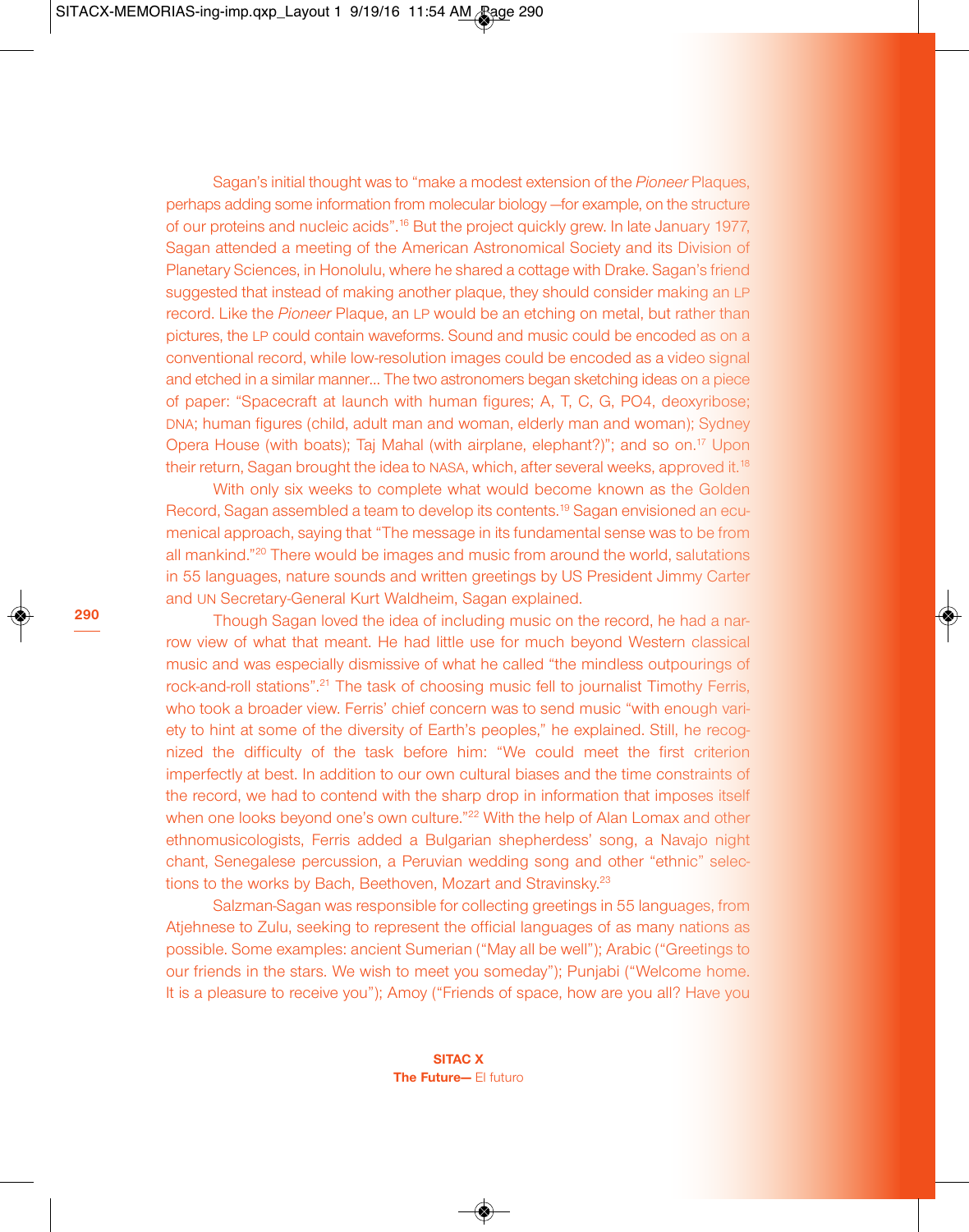Sagan's initial thought was to "make a modest extension of the *Pioneer* Plaques, perhaps adding some information from molecular biology —for example, on the structure of our proteins and nucleic acids".[16] But the project quickly grew. In late January 1977, Sagan attended a meeting of the American Astronomical Society and its Division of Planetary Sciences, in Honolulu, where he shared a cottage with Drake. Sagan's friend suggested that instead of making another plaque, they should consider making an LP record. Like the *Pioneer* Plaque, an LP would be an etching on metal, but rather than pictures, the LP could contain waveforms. Sound and music could be encoded as on a conventional record, while low-resolution images could be encoded as a video signal and etched in a similar manner... The two astronomers began sketching ideas on a piece of paper: "Spacecraft at launch with human figures; A, T, C, G, PO4, deoxyribose; DNA; human figures (child, adult man and woman, elderly man and woman); Sydney Opera House (with boats); Taj Mahal (with airplane, elephant?)"; and so on.[17] Upon their return, Sagan brought the idea to NASA, which, after several weeks, approved it.[18]

With only six weeks to complete what would become known as the Golden Record, Sagan assembled a team to develop its contents.[19] Sagan envisioned an ecumenical approach, saying that "The message in its fundamental sense was to be from all mankind."[20] There would be images and music from around the world, salutations in 55 languages, nature sounds and written greetings by US President Jimmy Carter and UN Secretary-General Kurt Waldheim, Sagan explained.

Though Sagan loved the idea of including music on the record, he had a narrow view of what that meant. He had little use for much beyond Western classical music and was especially dismissive of what he called "the mindless outpourings of rock-and-roll stations".[21] The task of choosing music fell to journalist Timothy Ferris, who took a broader view. Ferris' chief concern was to send music "with enough variety to hint at some of the diversity of Earth's peoples," he explained. Still, he recognized the difficulty of the task before him: "We could meet the first criterion imperfectly at best. In addition to our own cultural biases and the time constraints of the record, we had to contend with the sharp drop in information that imposes itself when one looks beyond one's own culture."[22] With the help of Alan Lomax and other ethnomusicologists, Ferris added a Bulgarian shepherdess' song, a Navajo night chant, Senegalese percussion, a Peruvian wedding song and other "ethnic" selections to the works by Bach, Beethoven, Mozart and Stravinsky.[23]

Salzman-Sagan was responsible for collecting greetings in 55 languages, from Atjehnese to Zulu, seeking to represent the official languages of as many nations as possible. Some examples: ancient Sumerian ("May all be well"); Arabic ("Greetings to our friends in the stars. We wish to meet you someday"); Punjabi ("Welcome home. It is a pleasure to receive you"); Amoy ("Friends of space, how are you all? Have you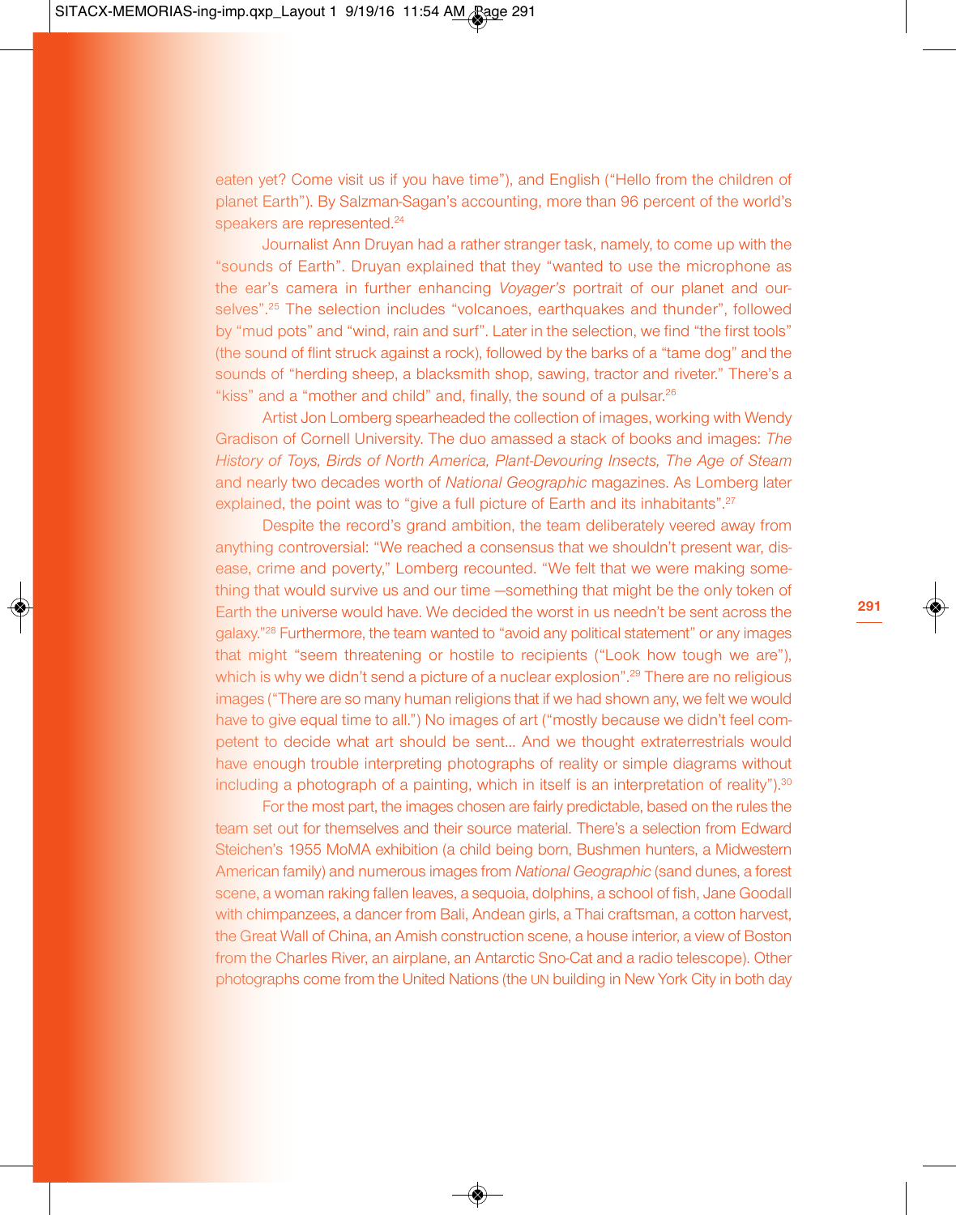eaten yet? Come visit us if you have time"), and English ("Hello from the children of planet Earth"). By Salzman-Sagan's accounting, more than 96 percent of the world's speakers are represented.[24]

Journalist Ann Druyan had a rather stranger task, namely, to come up with the "sounds of Earth". Druyan explained that they "wanted to use the microphone as the ear's camera in further enhancing *Voyager's* portrait of our planet and ourselves".[25] The selection includes "volcanoes, earthquakes and thunder", followed by "mud pots" and "wind, rain and surf". Later in the selection, we find "the first tools" (the sound of flint struck against a rock), followed by the barks of a "tame dog" and the sounds of "herding sheep, a blacksmith shop, sawing, tractor and riveter." There's a "kiss" and a "mother and child" and, finally, the sound of a pulsar.[26]

Artist Jon Lomberg spearheaded the collection of images, working with Wendy Gradison of Cornell University. The duo amassed a stack of books and images: *The History of Toys, Birds of North America, Plant-Devouring Insects, The Age of Steam* and nearly two decades worth of *National Geographic* magazines. As Lomberg later explained, the point was to "give a full picture of Earth and its inhabitants".[27]

Despite the record's grand ambition, the team deliberately veered away from anything controversial: "We reached a consensus that we shouldn't present war, disease, crime and poverty," Lomberg recounted. "We felt that we were making something that would survive us and our time —something that might be the only token of Earth the universe would have. We decided the worst in us needn't be sent across the galaxy."[28] Furthermore, the team wanted to "avoid any political statement" or any images that might "seem threatening or hostile to recipients ("Look how tough we are"), which is why we didn't send a picture of a nuclear explosion".[29] There are no religious images ("There are so many human religions that if we had shown any, we felt we would have to give equal time to all.") No images of art ("mostly because we didn't feel competent to decide what art should be sent... And we thought extraterrestrials would have enough trouble interpreting photographs of reality or simple diagrams without including a photograph of a painting, which in itself is an interpretation of reality").[30]

For the most part, the images chosen are fairly predictable, based on the rules the team set out for themselves and their source material. There's a selection from Edward Steichen's 1955 MoMA exhibition (a child being born, Bushmen hunters, a Midwestern American family) and numerous images from *National Geographic* (sand dunes, a forest scene, a woman raking fallen leaves, a sequoia, dolphins, a school of fish, Jane Goodall with chimpanzees, a dancer from Bali, Andean girls, a Thai craftsman, a cotton harvest, the Great Wall of China, an Amish construction scene, a house interior, a view of Boston from the Charles River, an airplane, an Antarctic Sno-Cat and a radio telescope). Other photographs come from the United Nations (the UN building in New York City in both day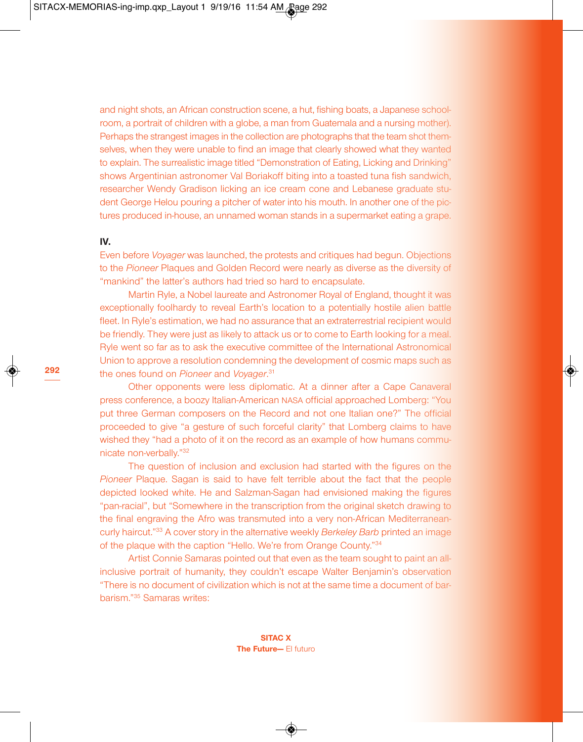and night shots, an African construction scene, a hut, fishing boats, a Japanese schoolroom, a portrait of children with a globe, a man from Guatemala and a nursing mother). Perhaps the strangest images in the collection are photographs that the team shot themselves, when they were unable to find an image that clearly showed what they wanted to explain. The surrealistic image titled "Demonstration of Eating, Licking and Drinking" shows Argentinian astronomer Val Boriakoff biting into a toasted tuna fish sandwich, researcher Wendy Gradison licking an ice cream cone and Lebanese graduate student George Helou pouring a pitcher of water into his mouth. In another one of the pictures produced in-house, an unnamed woman stands in a supermarket eating a grape.

**IV.**

Even before *Voyager* was launched, the protests and critiques had begun. Objections to the *Pioneer* Plaques and Golden Record were nearly as diverse as the diversity of "mankind" the latter's authors had tried so hard to encapsulate.

Martin Ryle, a Nobel laureate and Astronomer Royal of England, thought it was exceptionally foolhardy to reveal Earth's location to a potentially hostile alien battle fleet. In Ryle's estimation, we had no assurance that an extraterrestrial recipient would be friendly. They were just as likely to attack us or to come to Earth looking for a meal. Ryle went so far as to ask the executive committee of the International Astronomical Union to approve a resolution condemning the development of cosmic maps such as the ones found on *Pioneer* and *Voyager*.[31]

Other opponents were less diplomatic. At a dinner after a Cape Canaveral press conference, a boozy Italian-American NASA official approached Lomberg: "You put three German composers on the Record and not one Italian one?" The official proceeded to give "a gesture of such forceful clarity" that Lomberg claims to have wished they "had a photo of it on the record as an example of how humans communicate non-verbally."[32]

The question of inclusion and exclusion had started with the figures on the *Pioneer* Plaque. Sagan is said to have felt terrible about the fact that the people depicted looked white. He and Salzman-Sagan had envisioned making the figures "pan-racial", but "Somewhere in the transcription from the original sketch drawing to the final engraving the Afro was transmuted into a very non-African Mediterranean-curly haircut."[33] A cover story in the alternative weekly *Berkeley Barb* printed an image of the plaque with the caption "Hello. We're from Orange County."[34]

Artist Connie Samaras pointed out that even as the team sought to paint an all-inclusive portrait of humanity, they couldn't escape Walter Benjamin's observation "There is no document of civilization which is not at the same time a document of barbarism."[35] Samaras writes: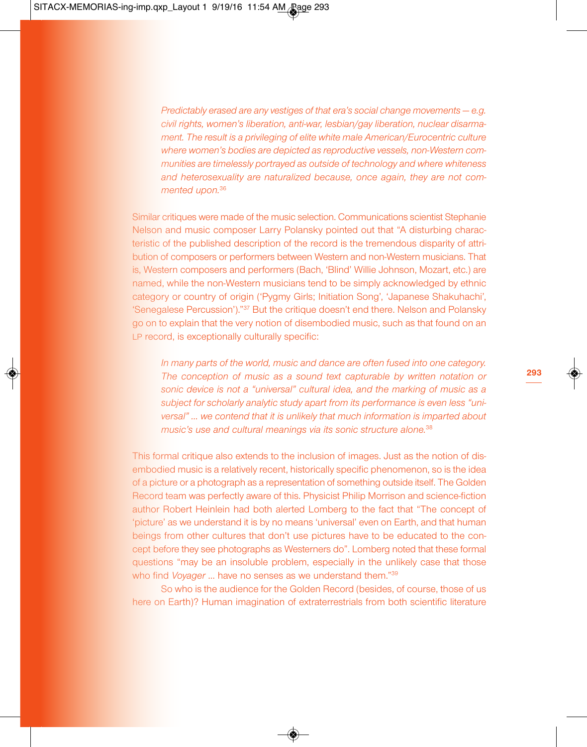> *Predictably erased are any vestiges of that era's social change movements — e.g. civil rights, women's liberation, anti-war, lesbian/gay liberation, nuclear disarmament. The result is a privileging of elite white male American/Eurocentric culture where women's bodies are depicted as reproductive vessels, non-Western communities are timelessly portrayed as outside of technology and where whiteness and heterosexuality are naturalized because, once again, they are not commented upon.*[36]

Similar critiques were made of the music selection. Communications scientist Stephanie Nelson and music composer Larry Polansky pointed out that "A disturbing characteristic of the published description of the record is the tremendous disparity of attribution of composers or performers between Western and non-Western musicians. That is, Western composers and performers (Bach, 'Blind' Willie Johnson, Mozart, etc.) are named, while the non-Western musicians tend to be simply acknowledged by ethnic category or country of origin ('Pygmy Girls; Initiation Song', 'Japanese Shakuhachi', 'Senegalese Percussion')."[37] But the critique doesn't end there. Nelson and Polansky go on to explain that the very notion of disembodied music, such as that found on an LP record, is exceptionally culturally specific:

> *In many parts of the world, music and dance are often fused into one category. The conception of music as a sound text capturable by written notation or sonic device is not a "universal" cultural idea, and the marking of music as a subject for scholarly analytic study apart from its performance is even less "universal" ... we contend that it is unlikely that much information is imparted about music's use and cultural meanings via its sonic structure alone.*[38]

This formal critique also extends to the inclusion of images. Just as the notion of disembodied music is a relatively recent, historically specific phenomenon, so is the idea of a picture or a photograph as a representation of something outside itself. The Golden Record team was perfectly aware of this. Physicist Philip Morrison and science-fiction author Robert Heinlein had both alerted Lomberg to the fact that "The concept of 'picture' as we understand it is by no means 'universal' even on Earth, and that human beings from other cultures that don't use pictures have to be educated to the concept before they see photographs as Westerners do". Lomberg noted that these formal questions "may be an insoluble problem, especially in the unlikely case that those who find *Voyager* ... have no senses as we understand them."[39]

So who is the audience for the Golden Record (besides, of course, those of us here on Earth)? Human imagination of extraterrestrials from both scientific literature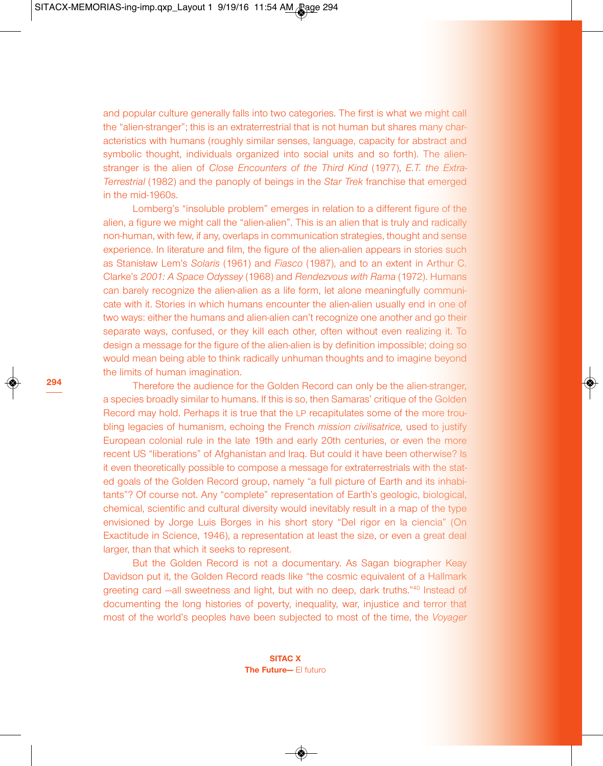and popular culture generally falls into two categories. The first is what we might call the "alien-stranger"; this is an extraterrestrial that is not human but shares many characteristics with humans (roughly similar senses, language, capacity for abstract and symbolic thought, individuals organized into social units and so forth). The alien-stranger is the alien of *Close Encounters of the Third Kind* (1977), *E.T. the Extra-Terrestrial* (1982) and the panoply of beings in the *Star Trek* franchise that emerged in the mid-1960s.

Lomberg's "insoluble problem" emerges in relation to a different figure of the alien, a figure we might call the "alien-alien". This is an alien that is truly and radically non-human, with few, if any, overlaps in communication strategies, thought and sense experience. In literature and film, the figure of the alien-alien appears in stories such as Stanisław Lem's *Solaris* (1961) and *Fiasco* (1987), and to an extent in Arthur C. Clarke's *2001: A Space Odyssey* (1968) and *Rendezvous with Rama* (1972). Humans can barely recognize the alien-alien as a life form, let alone meaningfully communicate with it. Stories in which humans encounter the alien-alien usually end in one of two ways: either the humans and alien-alien can't recognize one another and go their separate ways, confused, or they kill each other, often without even realizing it. To design a message for the figure of the alien-alien is by definition impossible; doing so would mean being able to think radically unhuman thoughts and to imagine beyond the limits of human imagination.

Therefore the audience for the Golden Record can only be the alien-stranger, a species broadly similar to humans. If this is so, then Samaras' critique of the Golden Record may hold. Perhaps it is true that the LP recapitulates some of the more troubling legacies of humanism, echoing the French *mission civilisatrice,* used to justify European colonial rule in the late 19th and early 20th centuries, or even the more recent US "liberations" of Afghanistan and Iraq. But could it have been otherwise? Is it even theoretically possible to compose a message for extraterrestrials with the stated goals of the Golden Record group, namely "a full picture of Earth and its inhabitants"? Of course not. Any "complete" representation of Earth's geologic, biological, chemical, scientific and cultural diversity would inevitably result in a map of the type envisioned by Jorge Luis Borges in his short story "Del rigor en la ciencia" (On Exactitude in Science, 1946), a representation at least the size, or even a great deal larger, than that which it seeks to represent.

But the Golden Record is not a documentary. As Sagan biographer Keay Davidson put it, the Golden Record reads like "the cosmic equivalent of a Hallmark greeting card —all sweetness and light, but with no deep, dark truths."[40] Instead of documenting the long histories of poverty, inequality, war, injustice and terror that most of the world's peoples have been subjected to most of the time, the *Voyager*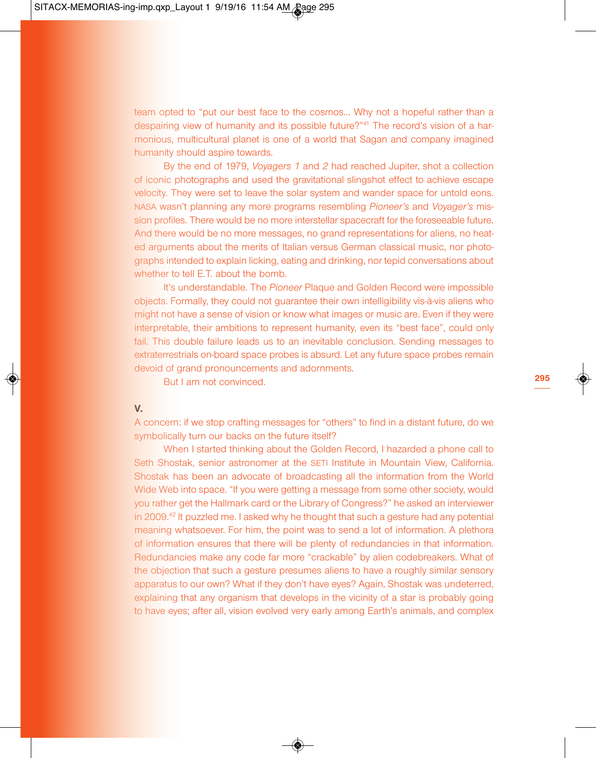team opted to "put our best face to the cosmos... Why not a hopeful rather than a despairing view of humanity and its possible future?"[41] The record's vision of a harmonious, multicultural planet is one of a world that Sagan and company imagined humanity should aspire towards.

By the end of 1979, *Voyagers 1* and *2* had reached Jupiter, shot a collection of iconic photographs and used the gravitational slingshot effect to achieve escape velocity. They were set to leave the solar system and wander space for untold eons. NASA wasn't planning any more programs resembling *Pioneer's* and *Voyager's* mission profiles. There would be no more interstellar spacecraft for the foreseeable future. And there would be no more messages, no grand representations for aliens, no heated arguments about the merits of Italian versus German classical music, nor photographs intended to explain licking, eating and drinking, nor tepid conversations about whether to tell E.T. about the bomb.

It's understandable. The *Pioneer* Plaque and Golden Record were impossible objects. Formally, they could not guarantee their own intelligibility vis-à-vis aliens who might not have a sense of vision or know what images or music are. Even if they were interpretable, their ambitions to represent humanity, even its "best face", could only fail. This double failure leads us to an inevitable conclusion. Sending messages to extraterrestrials on-board space probes is absurd. Let any future space probes remain devoid of grand pronouncements and adornments.

But I am not convinced.

### V.

A concern: if we stop crafting messages for "others" to find in a distant future, do we symbolically turn our backs on the future itself?

When I started thinking about the Golden Record, I hazarded a phone call to Seth Shostak, senior astronomer at the SETI Institute in Mountain View, California. Shostak has been an advocate of broadcasting all the information from the World Wide Web into space. "If you were getting a message from some other society, would you rather get the Hallmark card or the Library of Congress?" he asked an interviewer in 2009.[42] It puzzled me. I asked why he thought that such a gesture had any potential meaning whatsoever. For him, the point was to send a lot of information. A plethora of information ensures that there will be plenty of redundancies in that information. Redundancies make any code far more "crackable" by alien codebreakers. What of the objection that such a gesture presumes aliens to have a roughly similar sensory apparatus to our own? What if they don't have eyes? Again, Shostak was undeterred, explaining that any organism that develops in the vicinity of a star is probably going to have eyes; after all, vision evolved very early among Earth's animals, and complex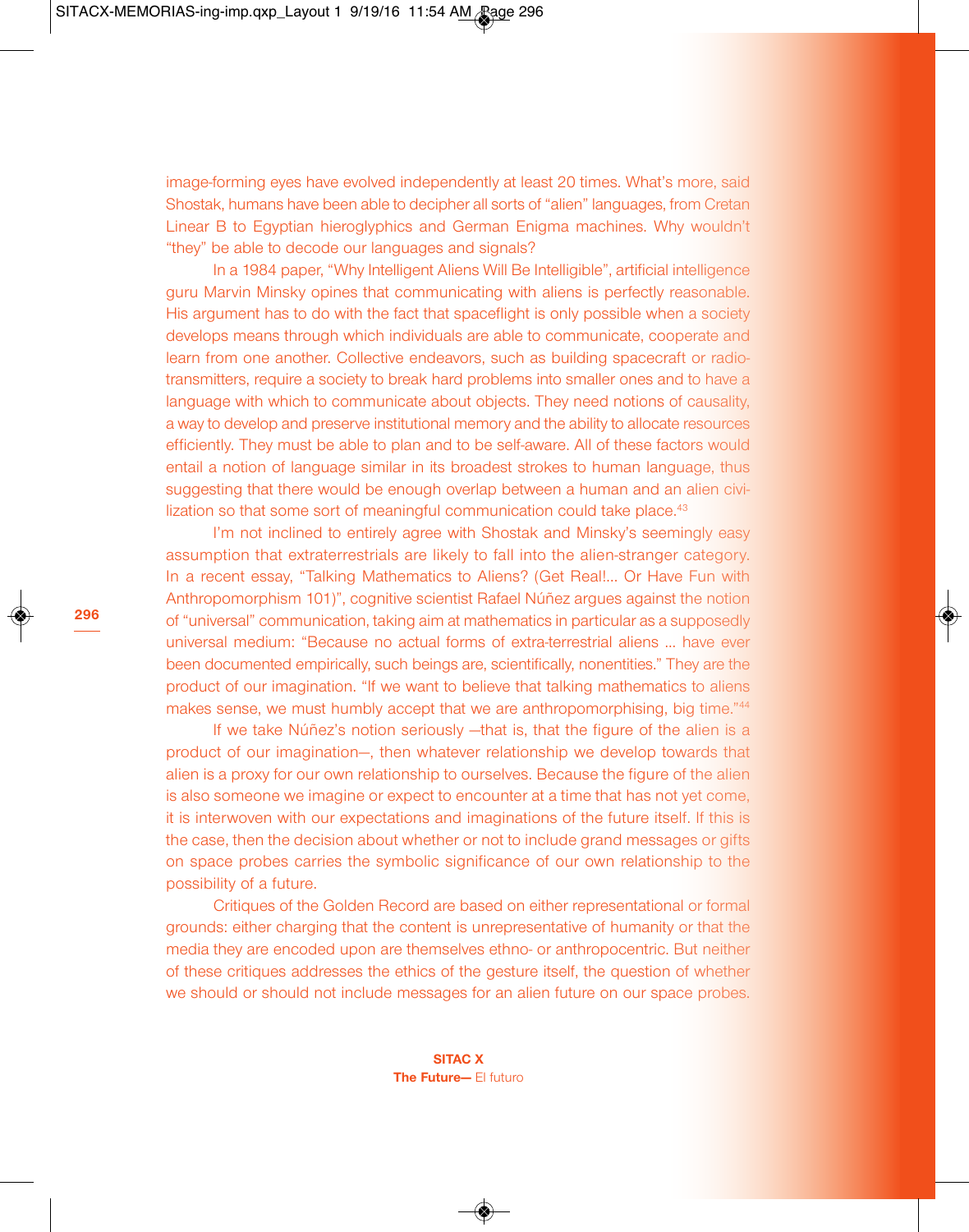image-forming eyes have evolved independently at least 20 times. What's more, said Shostak, humans have been able to decipher all sorts of "alien" languages, from Cretan Linear B to Egyptian hieroglyphics and German Enigma machines. Why wouldn't "they" be able to decode our languages and signals?

In a 1984 paper, "Why Intelligent Aliens Will Be Intelligible", artificial intelligence guru Marvin Minsky opines that communicating with aliens is perfectly reasonable. His argument has to do with the fact that spaceflight is only possible when a society develops means through which individuals are able to communicate, cooperate and learn from one another. Collective endeavors, such as building spacecraft or radio-transmitters, require a society to break hard problems into smaller ones and to have a language with which to communicate about objects. They need notions of causality, a way to develop and preserve institutional memory and the ability to allocate resources efficiently. They must be able to plan and to be self-aware. All of these factors would entail a notion of language similar in its broadest strokes to human language, thus suggesting that there would be enough overlap between a human and an alien civilization so that some sort of meaningful communication could take place.[43]

I'm not inclined to entirely agree with Shostak and Minsky's seemingly easy assumption that extraterrestrials are likely to fall into the alien-stranger category. In a recent essay, "Talking Mathematics to Aliens? (Get Real!... Or Have Fun with Anthropomorphism 101)", cognitive scientist Rafael Núñez argues against the notion of "universal" communication, taking aim at mathematics in particular as a supposedly universal medium: "Because no actual forms of extra-terrestrial aliens ... have ever been documented empirically, such beings are, scientifically, nonentities." They are the product of our imagination. "If we want to believe that talking mathematics to aliens makes sense, we must humbly accept that we are anthropomorphising, big time."[44]

If we take Núñez's notion seriously —that is, that the figure of the alien is a product of our imagination—, then whatever relationship we develop towards that alien is a proxy for our own relationship to ourselves. Because the figure of the alien is also someone we imagine or expect to encounter at a time that has not yet come, it is interwoven with our expectations and imaginations of the future itself. If this is the case, then the decision about whether or not to include grand messages or gifts on space probes carries the symbolic significance of our own relationship to the possibility of a future.

Critiques of the Golden Record are based on either representational or formal grounds: either charging that the content is unrepresentative of humanity or that the media they are encoded upon are themselves ethno- or anthropocentric. But neither of these critiques addresses the ethics of the gesture itself, the question of whether we should or should not include messages for an alien future on our space probes.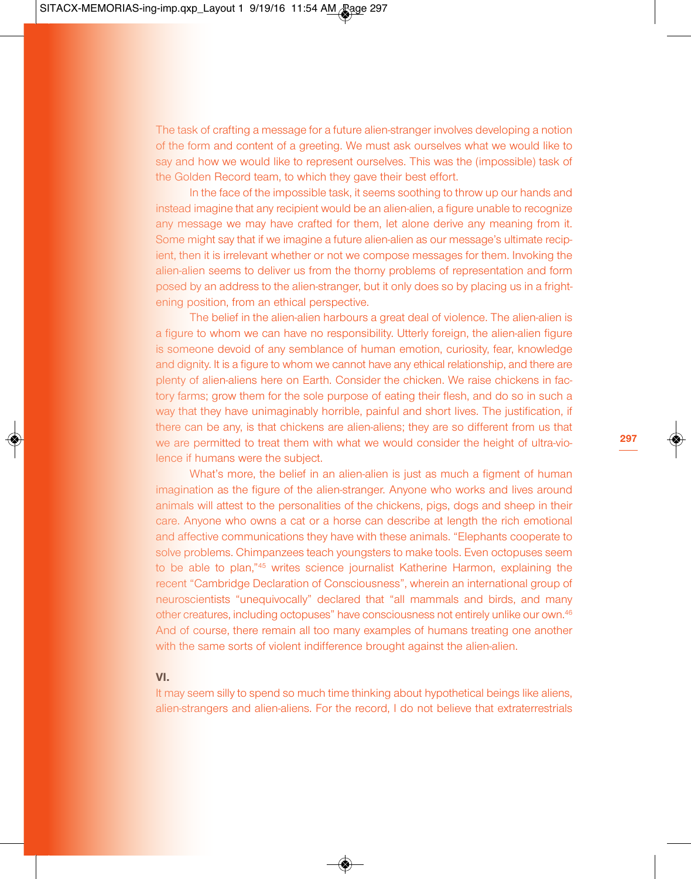The task of crafting a message for a future alien-stranger involves developing a notion of the form and content of a greeting. We must ask ourselves what we would like to say and how we would like to represent ourselves. This was the (impossible) task of the Golden Record team, to which they gave their best effort.

In the face of the impossible task, it seems soothing to throw up our hands and instead imagine that any recipient would be an alien-alien, a figure unable to recognize any message we may have crafted for them, let alone derive any meaning from it. Some might say that if we imagine a future alien-alien as our message's ultimate recipient, then it is irrelevant whether or not we compose messages for them. Invoking the alien-alien seems to deliver us from the thorny problems of representation and form posed by an address to the alien-stranger, but it only does so by placing us in a frightening position, from an ethical perspective.

The belief in the alien-alien harbours a great deal of violence. The alien-alien is a figure to whom we can have no responsibility. Utterly foreign, the alien-alien figure is someone devoid of any semblance of human emotion, curiosity, fear, knowledge and dignity. It is a figure to whom we cannot have any ethical relationship, and there are plenty of alien-aliens here on Earth. Consider the chicken. We raise chickens in factory farms; grow them for the sole purpose of eating their flesh, and do so in such a way that they have unimaginably horrible, painful and short lives. The justification, if there can be any, is that chickens are alien-aliens; they are so different from us that we are permitted to treat them with what we would consider the height of ultra-violence if humans were the subject.

What's more, the belief in an alien-alien is just as much a figment of human imagination as the figure of the alien-stranger. Anyone who works and lives around animals will attest to the personalities of the chickens, pigs, dogs and sheep in their care. Anyone who owns a cat or a horse can describe at length the rich emotional and affective communications they have with these animals. "Elephants cooperate to solve problems. Chimpanzees teach youngsters to make tools. Even octopuses seem to be able to plan,"[45] writes science journalist Katherine Harmon, explaining the recent "Cambridge Declaration of Consciousness", wherein an international group of neuroscientists "unequivocally" declared that "all mammals and birds, and many other creatures, including octopuses" have consciousness not entirely unlike our own.[46] And of course, there remain all too many examples of humans treating one another with the same sorts of violent indifference brought against the alien-alien.

## VI.

It may seem silly to spend so much time thinking about hypothetical beings like aliens, alien-strangers and alien-aliens. For the record, I do not believe that extraterrestrials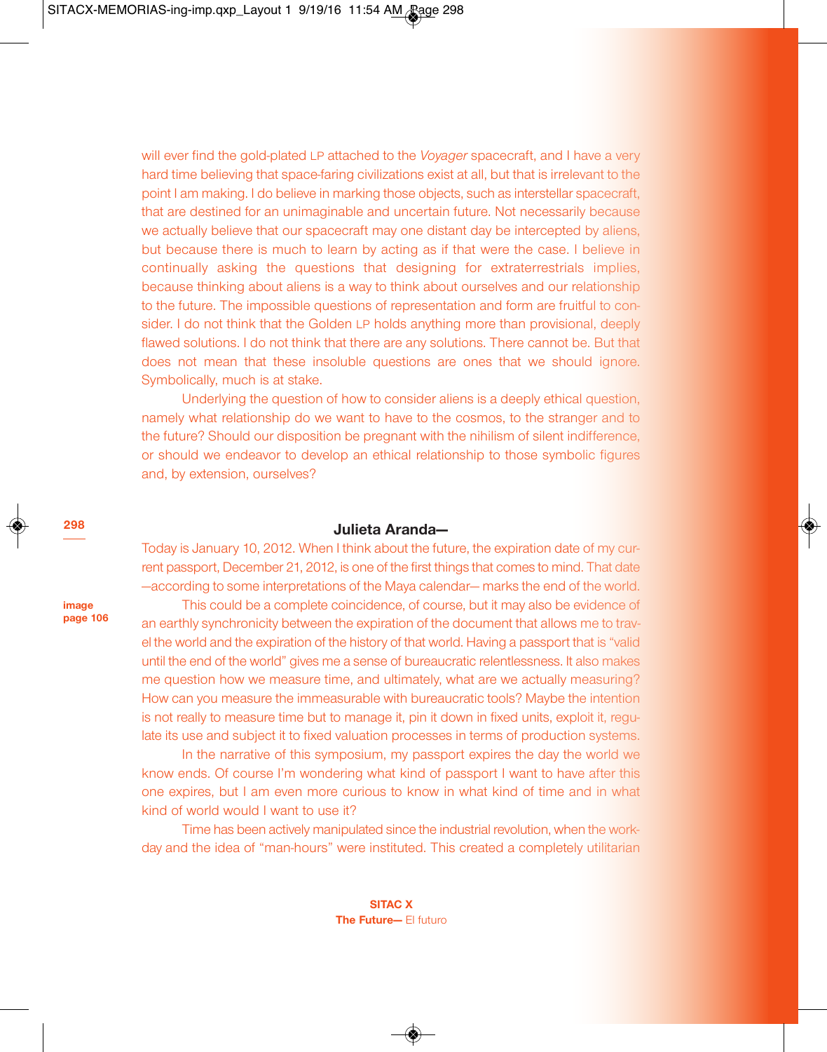will ever find the gold-plated LP attached to the *Voyager* spacecraft, and I have a very hard time believing that space-faring civilizations exist at all, but that is irrelevant to the point I am making. I do believe in marking those objects, such as interstellar spacecraft, that are destined for an unimaginable and uncertain future. Not necessarily because we actually believe that our spacecraft may one distant day be intercepted by aliens, but because there is much to learn by acting as if that were the case. I believe in continually asking the questions that designing for extraterrestrials implies, because thinking about aliens is a way to think about ourselves and our relationship to the future. The impossible questions of representation and form are fruitful to consider. I do not think that the Golden LP holds anything more than provisional, deeply flawed solutions. I do not think that there are any solutions. There cannot be. But that does not mean that these insoluble questions are ones that we should ignore. Symbolically, much is at stake.

Underlying the question of how to consider aliens is a deeply ethical question, namely what relationship do we want to have to the cosmos, to the stranger and to the future? Should our disposition be pregnant with the nihilism of silent indifference, or should we endeavor to develop an ethical relationship to those symbolic figures and, by extension, ourselves?

## Julieta Aranda—

Today is January 10, 2012. When I think about the future, the expiration date of my current passport, December 21, 2012, is one of the first things that comes to mind. That date —according to some interpretations of the Maya calendar— marks the end of the world.

**image page 106**

This could be a complete coincidence, of course, but it may also be evidence of an earthly synchronicity between the expiration of the document that allows me to travel the world and the expiration of the history of that world. Having a passport that is "valid until the end of the world" gives me a sense of bureaucratic relentlessness. It also makes me question how we measure time, and ultimately, what are we actually measuring? How can you measure the immeasurable with bureaucratic tools? Maybe the intention is not really to measure time but to manage it, pin it down in fixed units, exploit it, regulate its use and subject it to fixed valuation processes in terms of production systems.

In the narrative of this symposium, my passport expires the day the world we know ends. Of course I'm wondering what kind of passport I want to have after this one expires, but I am even more curious to know in what kind of time and in what kind of world would I want to use it?

Time has been actively manipulated since the industrial revolution, when the workday and the idea of "man-hours" were instituted. This created a completely utilitarian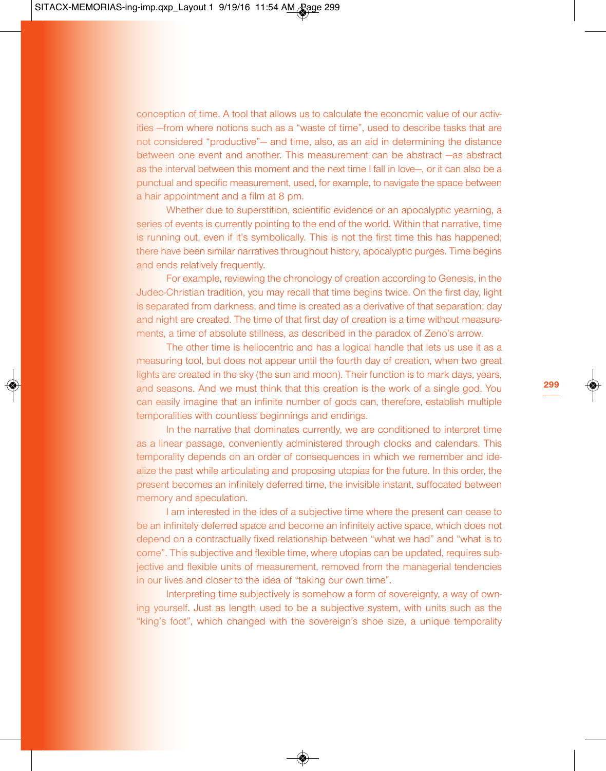conception of time. A tool that allows us to calculate the economic value of our activities —from where notions such as a "waste of time", used to describe tasks that are not considered "productive"— and time, also, as an aid in determining the distance between one event and another. This measurement can be abstract —as abstract as the interval between this moment and the next time I fall in love—, or it can also be a punctual and specific measurement, used, for example, to navigate the space between a hair appointment and a film at 8 pm.

Whether due to superstition, scientific evidence or an apocalyptic yearning, a series of events is currently pointing to the end of the world. Within that narrative, time is running out, even if it's symbolically. This is not the first time this has happened; there have been similar narratives throughout history, apocalyptic purges. Time begins and ends relatively frequently.

For example, reviewing the chronology of creation according to Genesis, in the Judeo-Christian tradition, you may recall that time begins twice. On the first day, light is separated from darkness, and time is created as a derivative of that separation; day and night are created. The time of that first day of creation is a time without measurements, a time of absolute stillness, as described in the paradox of Zeno's arrow.

The other time is heliocentric and has a logical handle that lets us use it as a measuring tool, but does not appear until the fourth day of creation, when two great lights are created in the sky (the sun and moon). Their function is to mark days, years, and seasons. And we must think that this creation is the work of a single god. You can easily imagine that an infinite number of gods can, therefore, establish multiple temporalities with countless beginnings and endings.

In the narrative that dominates currently, we are conditioned to interpret time as a linear passage, conveniently administered through clocks and calendars. This temporality depends on an order of consequences in which we remember and idealize the past while articulating and proposing utopias for the future. In this order, the present becomes an infinitely deferred time, the invisible instant, suffocated between memory and speculation.

I am interested in the ides of a subjective time where the present can cease to be an infinitely deferred space and become an infinitely active space, which does not depend on a contractually fixed relationship between "what we had" and "what is to come". This subjective and flexible time, where utopias can be updated, requires subjective and flexible units of measurement, removed from the managerial tendencies in our lives and closer to the idea of "taking our own time".

Interpreting time subjectively is somehow a form of sovereignty, a way of owning yourself. Just as length used to be a subjective system, with units such as the "king's foot", which changed with the sovereign's shoe size, a unique temporality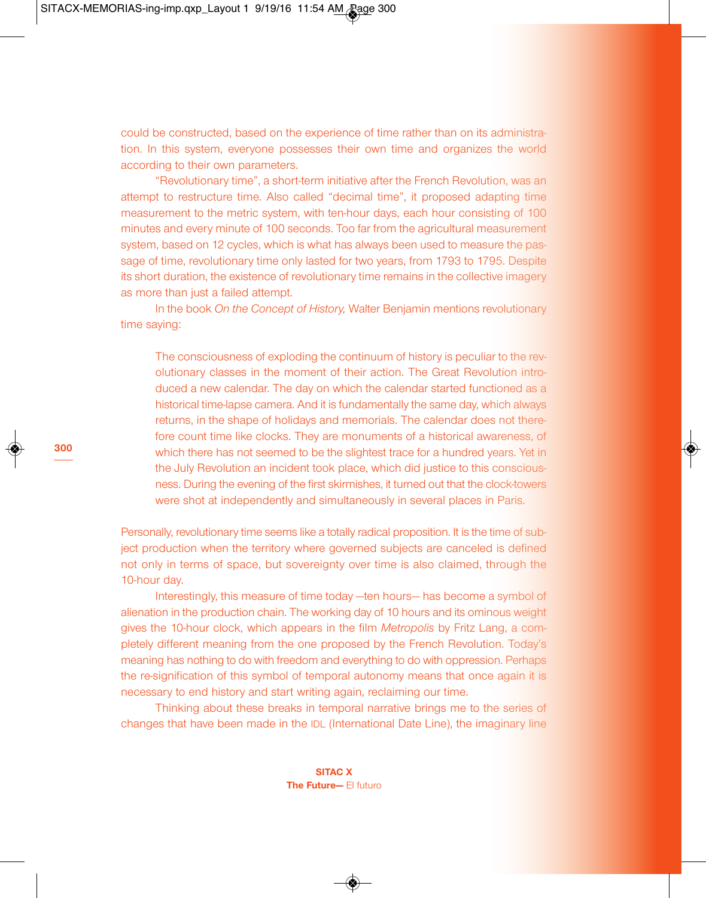could be constructed, based on the experience of time rather than on its administration. In this system, everyone possesses their own time and organizes the world according to their own parameters.

"Revolutionary time", a short-term initiative after the French Revolution, was an attempt to restructure time. Also called "decimal time", it proposed adapting time measurement to the metric system, with ten-hour days, each hour consisting of 100 minutes and every minute of 100 seconds. Too far from the agricultural measurement system, based on 12 cycles, which is what has always been used to measure the passage of time, revolutionary time only lasted for two years, from 1793 to 1795. Despite its short duration, the existence of revolutionary time remains in the collective imagery as more than just a failed attempt.

In the book *On the Concept of History,* Walter Benjamin mentions revolutionary time saying:

> The consciousness of exploding the continuum of history is peculiar to the revolutionary classes in the moment of their action. The Great Revolution introduced a new calendar. The day on which the calendar started functioned as a historical time-lapse camera. And it is fundamentally the same day, which always returns, in the shape of holidays and memorials. The calendar does not therefore count time like clocks. They are monuments of a historical awareness, of which there has not seemed to be the slightest trace for a hundred years. Yet in the July Revolution an incident took place, which did justice to this consciousness. During the evening of the first skirmishes, it turned out that the clock-towers were shot at independently and simultaneously in several places in Paris.

Personally, revolutionary time seems like a totally radical proposition. It is the time of subject production when the territory where governed subjects are canceled is defined not only in terms of space, but sovereignty over time is also claimed, through the 10-hour day.

Interestingly, this measure of time today —ten hours— has become a symbol of alienation in the production chain. The working day of 10 hours and its ominous weight gives the 10-hour clock, which appears in the film *Metropolis* by Fritz Lang, a completely different meaning from the one proposed by the French Revolution. Today's meaning has nothing to do with freedom and everything to do with oppression. Perhaps the re-signification of this symbol of temporal autonomy means that once again it is necessary to end history and start writing again, reclaiming our time.

Thinking about these breaks in temporal narrative brings me to the series of changes that have been made in the IDL (International Date Line), the imaginary line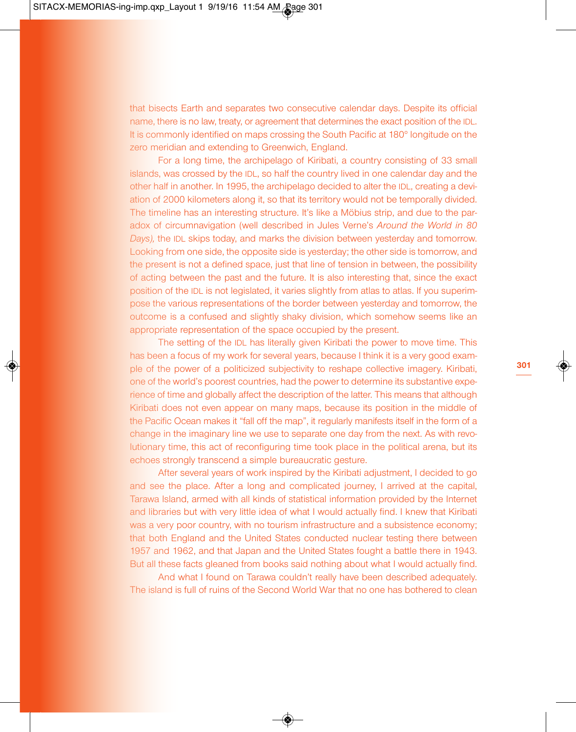that bisects Earth and separates two consecutive calendar days. Despite its official name, there is no law, treaty, or agreement that determines the exact position of the IDL. It is commonly identified on maps crossing the South Pacific at 180° longitude on the zero meridian and extending to Greenwich, England.

For a long time, the archipelago of Kiribati, a country consisting of 33 small islands, was crossed by the IDL, so half the country lived in one calendar day and the other half in another. In 1995, the archipelago decided to alter the IDL, creating a deviation of 2000 kilometers along it, so that its territory would not be temporally divided. The timeline has an interesting structure. It's like a Möbius strip, and due to the paradox of circumnavigation (well described in Jules Verne's *Around the World in 80 Days),* the IDL skips today, and marks the division between yesterday and tomorrow. Looking from one side, the opposite side is yesterday; the other side is tomorrow, and the present is not a defined space, just that line of tension in between, the possibility of acting between the past and the future. It is also interesting that, since the exact position of the IDL is not legislated, it varies slightly from atlas to atlas. If you superimpose the various representations of the border between yesterday and tomorrow, the outcome is a confused and slightly shaky division, which somehow seems like an appropriate representation of the space occupied by the present.

The setting of the IDL has literally given Kiribati the power to move time. This has been a focus of my work for several years, because I think it is a very good example of the power of a politicized subjectivity to reshape collective imagery. Kiribati, one of the world's poorest countries, had the power to determine its substantive experience of time and globally affect the description of the latter. This means that although Kiribati does not even appear on many maps, because its position in the middle of the Pacific Ocean makes it "fall off the map", it regularly manifests itself in the form of a change in the imaginary line we use to separate one day from the next. As with revolutionary time, this act of reconfiguring time took place in the political arena, but its echoes strongly transcend a simple bureaucratic gesture.

After several years of work inspired by the Kiribati adjustment, I decided to go and see the place. After a long and complicated journey, I arrived at the capital, Tarawa Island, armed with all kinds of statistical information provided by the Internet and libraries but with very little idea of what I would actually find. I knew that Kiribati was a very poor country, with no tourism infrastructure and a subsistence economy; that both England and the United States conducted nuclear testing there between 1957 and 1962, and that Japan and the United States fought a battle there in 1943. But all these facts gleaned from books said nothing about what I would actually find.

And what I found on Tarawa couldn't really have been described adequately. The island is full of ruins of the Second World War that no one has bothered to clean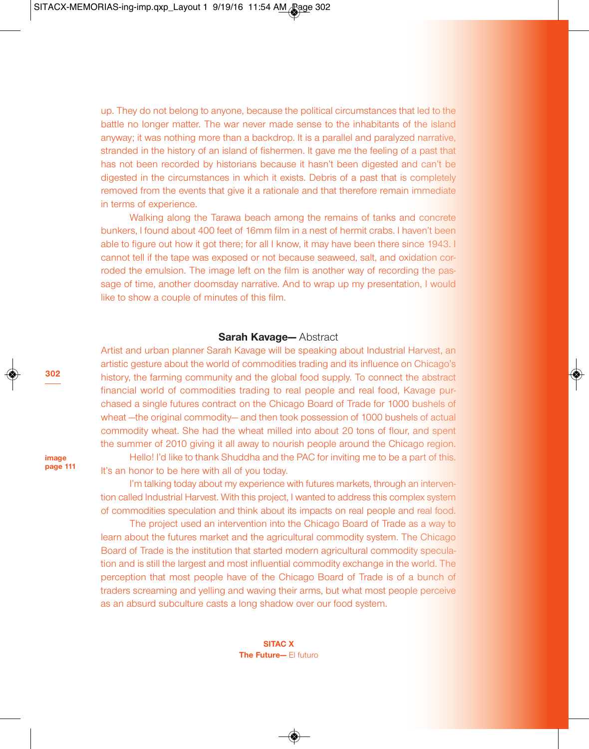up. They do not belong to anyone, because the political circumstances that led to the battle no longer matter. The war never made sense to the inhabitants of the island anyway; it was nothing more than a backdrop. It is a parallel and paralyzed narrative, stranded in the history of an island of fishermen. It gave me the feeling of a past that has not been recorded by historians because it hasn't been digested and can't be digested in the circumstances in which it exists. Debris of a past that is completely removed from the events that give it a rationale and that therefore remain immediate in terms of experience.

Walking along the Tarawa beach among the remains of tanks and concrete bunkers, I found about 400 feet of 16mm film in a nest of hermit crabs. I haven't been able to figure out how it got there; for all I know, it may have been there since 1943. I cannot tell if the tape was exposed or not because seaweed, salt, and oxidation corroded the emulsion. The image left on the film is another way of recording the passage of time, another doomsday narrative. And to wrap up my presentation, I would like to show a couple of minutes of this film.

## **Sarah Kavage—** Abstract

Artist and urban planner Sarah Kavage will be speaking about Industrial Harvest, an artistic gesture about the world of commodities trading and its influence on Chicago's history, the farming community and the global food supply. To connect the abstract financial world of commodities trading to real people and real food, Kavage purchased a single futures contract on the Chicago Board of Trade for 1000 bushels of wheat —the original commodity— and then took possession of 1000 bushels of actual commodity wheat. She had the wheat milled into about 20 tons of flour, and spent the summer of 2010 giving it all away to nourish people around the Chicago region.

**image page 111**

Hello! I'd like to thank Shuddha and the PAC for inviting me to be a part of this. It's an honor to be here with all of you today.

I'm talking today about my experience with futures markets, through an intervention called Industrial Harvest. With this project, I wanted to address this complex system of commodities speculation and think about its impacts on real people and real food.

The project used an intervention into the Chicago Board of Trade as a way to learn about the futures market and the agricultural commodity system. The Chicago Board of Trade is the institution that started modern agricultural commodity speculation and is still the largest and most influential commodity exchange in the world. The perception that most people have of the Chicago Board of Trade is of a bunch of traders screaming and yelling and waving their arms, but what most people perceive as an absurd subculture casts a long shadow over our food system.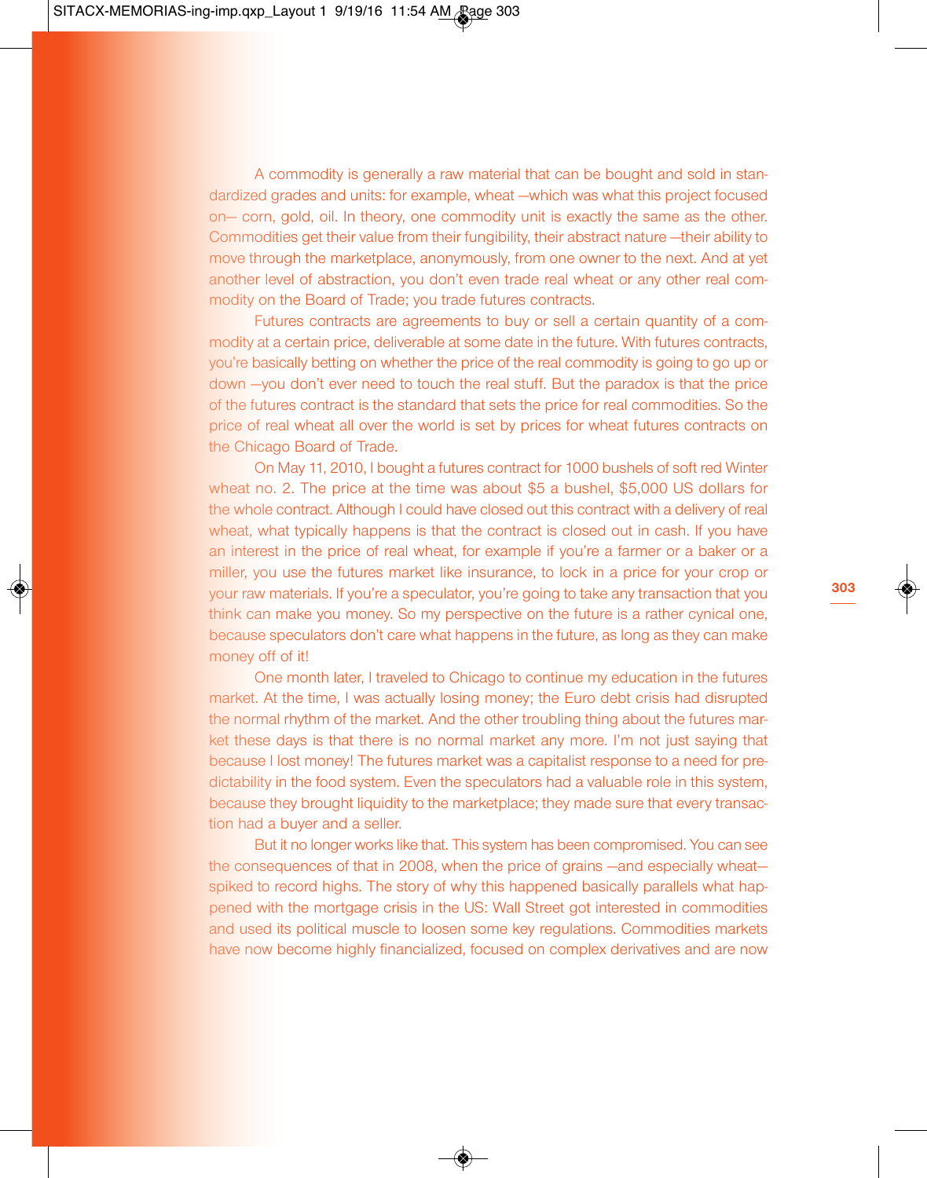A commodity is generally a raw material that can be bought and sold in standardized grades and units: for example, wheat —which was what this project focused on— corn, gold, oil. In theory, one commodity unit is exactly the same as the other. Commodities get their value from their fungibility, their abstract nature —their ability to move through the marketplace, anonymously, from one owner to the next. And at yet another level of abstraction, you don't even trade real wheat or any other real commodity on the Board of Trade; you trade futures contracts.

Futures contracts are agreements to buy or sell a certain quantity of a commodity at a certain price, deliverable at some date in the future. With futures contracts, you're basically betting on whether the price of the real commodity is going to go up or down —you don't ever need to touch the real stuff. But the paradox is that the price of the futures contract is the standard that sets the price for real commodities. So the price of real wheat all over the world is set by prices for wheat futures contracts on the Chicago Board of Trade.

On May 11, 2010, I bought a futures contract for 1000 bushels of soft red Winter wheat no. 2. The price at the time was about $5 a bushel, $5,000 US dollars for the whole contract. Although I could have closed out this contract with a delivery of real wheat, what typically happens is that the contract is closed out in cash. If you have an interest in the price of real wheat, for example if you're a farmer or a baker or a miller, you use the futures market like insurance, to lock in a price for your crop or your raw materials. If you're a speculator, you're going to take any transaction that you think can make you money. So my perspective on the future is a rather cynical one, because speculators don't care what happens in the future, as long as they can make money off of it!

One month later, I traveled to Chicago to continue my education in the futures market. At the time, I was actually losing money; the Euro debt crisis had disrupted the normal rhythm of the market. And the other troubling thing about the futures market these days is that there is no normal market any more. I'm not just saying that because I lost money! The futures market was a capitalist response to a need for predictability in the food system. Even the speculators had a valuable role in this system, because they brought liquidity to the marketplace; they made sure that every transaction had a buyer and a seller.

But it no longer works like that. This system has been compromised. You can see the consequences of that in 2008, when the price of grains —and especially wheat— spiked to record highs. The story of why this happened basically parallels what happened with the mortgage crisis in the US: Wall Street got interested in commodities and used its political muscle to loosen some key regulations. Commodities markets have now become highly financialized, focused on complex derivatives and are now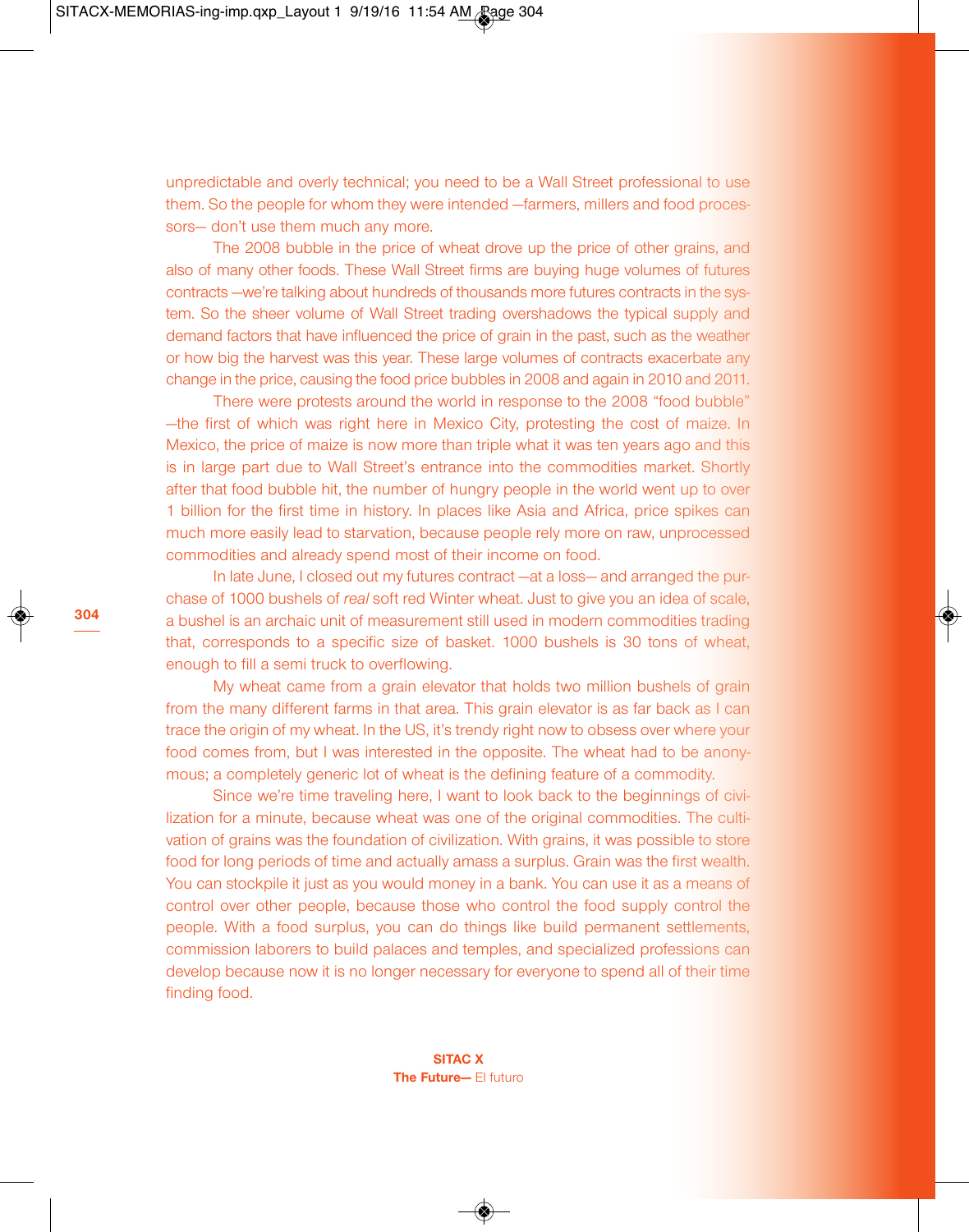unpredictable and overly technical; you need to be a Wall Street professional to use them. So the people for whom they were intended —farmers, millers and food processors— don't use them much any more.

The 2008 bubble in the price of wheat drove up the price of other grains, and also of many other foods. These Wall Street firms are buying huge volumes of futures contracts —we're talking about hundreds of thousands more futures contracts in the system. So the sheer volume of Wall Street trading overshadows the typical supply and demand factors that have influenced the price of grain in the past, such as the weather or how big the harvest was this year. These large volumes of contracts exacerbate any change in the price, causing the food price bubbles in 2008 and again in 2010 and 2011.

There were protests around the world in response to the 2008 "food bubble" —the first of which was right here in Mexico City, protesting the cost of maize. In Mexico, the price of maize is now more than triple what it was ten years ago and this is in large part due to Wall Street's entrance into the commodities market. Shortly after that food bubble hit, the number of hungry people in the world went up to over 1 billion for the first time in history. In places like Asia and Africa, price spikes can much more easily lead to starvation, because people rely more on raw, unprocessed commodities and already spend most of their income on food.

In late June, I closed out my futures contract —at a loss— and arranged the purchase of 1000 bushels of *real* soft red Winter wheat. Just to give you an idea of scale, a bushel is an archaic unit of measurement still used in modern commodities trading that, corresponds to a specific size of basket. 1000 bushels is 30 tons of wheat, enough to fill a semi truck to overflowing.

My wheat came from a grain elevator that holds two million bushels of grain from the many different farms in that area. This grain elevator is as far back as I can trace the origin of my wheat. In the US, it's trendy right now to obsess over where your food comes from, but I was interested in the opposite. The wheat had to be anonymous; a completely generic lot of wheat is the defining feature of a commodity.

Since we're time traveling here, I want to look back to the beginnings of civilization for a minute, because wheat was one of the original commodities. The cultivation of grains was the foundation of civilization. With grains, it was possible to store food for long periods of time and actually amass a surplus. Grain was the first wealth. You can stockpile it just as you would money in a bank. You can use it as a means of control over other people, because those who control the food supply control the people. With a food surplus, you can do things like build permanent settlements, commission laborers to build palaces and temples, and specialized professions can develop because now it is no longer necessary for everyone to spend all of their time finding food.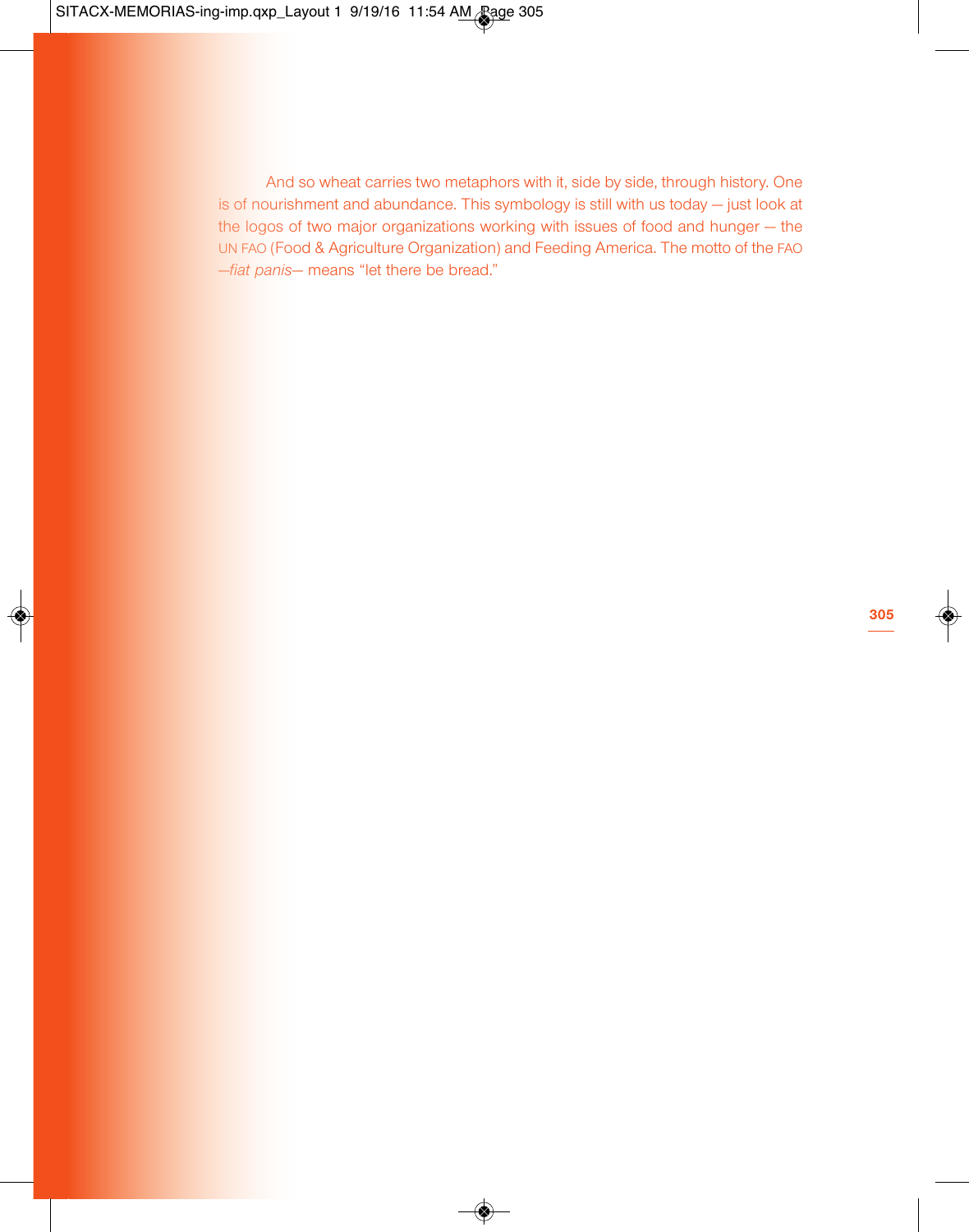And so wheat carries two metaphors with it, side by side, through history. One is of nourishment and abundance. This symbology is still with us today — just look at the logos of two major organizations working with issues of food and hunger — the UN FAO (Food & Agriculture Organization) and Feeding America. The motto of the FAO —*fiat panis*— means "let there be bread."